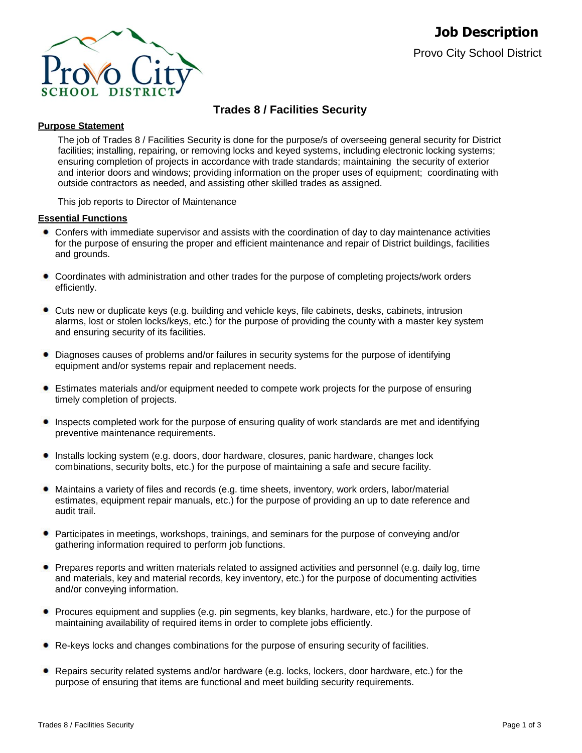# Job Description

Provo City School District

## Trades 8 / Facilities Security

### Purpose Statement

The job of Trades 8 / Facilities Security is done for the purpose/s of overseeing general security for District facilities; installing, repairing, or removing locks and keyed systems, including electronic locking systems; ensuring completion of projects in accordance with trade standards; maintaining the security of exterior and interior doors and windows; providing information on the proper uses of equipment; coordinating with outside contractors as needed, and assisting other skilled trades as assigned.

This job reports to Director of Maintenance

### Essential Functions

- Confers with immediate supervisor and assists with the coordination of day to day maintenance activities for the purpose of ensuring the proper and efficient maintenance and repair of District buildings, facilities and grounds.
- Coordinates with administration and other trades for the purpose of completing projects/work orders efficiently.
- Cuts new or duplicate keys (e.g. building and vehicle keys, file cabinets, desks, cabinets, intrusion alarms, lost or stolen locks/keys, etc.) for the purpose of providing the county with a master key system and ensuring security of its facilities.
- Diagnoses causes of problems and/or failures in security systems for the purpose of identifying equipment and/or systems repair and replacement needs.
- Estimates materials and/or equipment needed to compete work projects for the purpose of ensuring timely completion of projects.
- Inspects completed work for the purpose of ensuring quality of work standards are met and identifying preventive maintenance requirements.
- Installs locking system (e.g. doors, door hardware, closures, panic hardware, changes lock combinations, security bolts, etc.) for the purpose of maintaining a safe and secure facility.
- Maintains a variety of files and records (e.g. time sheets, inventory, work orders, labor/material estimates, equipment repair manuals, etc.) for the purpose of providing an up to date reference and audit trail.
- Participates in meetings, workshops, trainings, and seminars for the purpose of conveying and/or gathering information required to perform job functions.
- Prepares reports and written materials related to assigned activities and personnel (e.g. daily log, time and materials, key and material records, key inventory, etc.) for the purpose of documenting activities and/or conveying information.
- Procures equipment and supplies (e.g. pin segments, key blanks, hardware, etc.) for the purpose of maintaining availability of required items in order to complete jobs efficiently.
- Re-keys locks and changes combinations for the purpose of ensuring security of facilities.
- Repairs security related systems and/or hardware (e.g. locks, lockers, door hardware, etc.) for the purpose of ensuring that items are functional and meet building security requirements.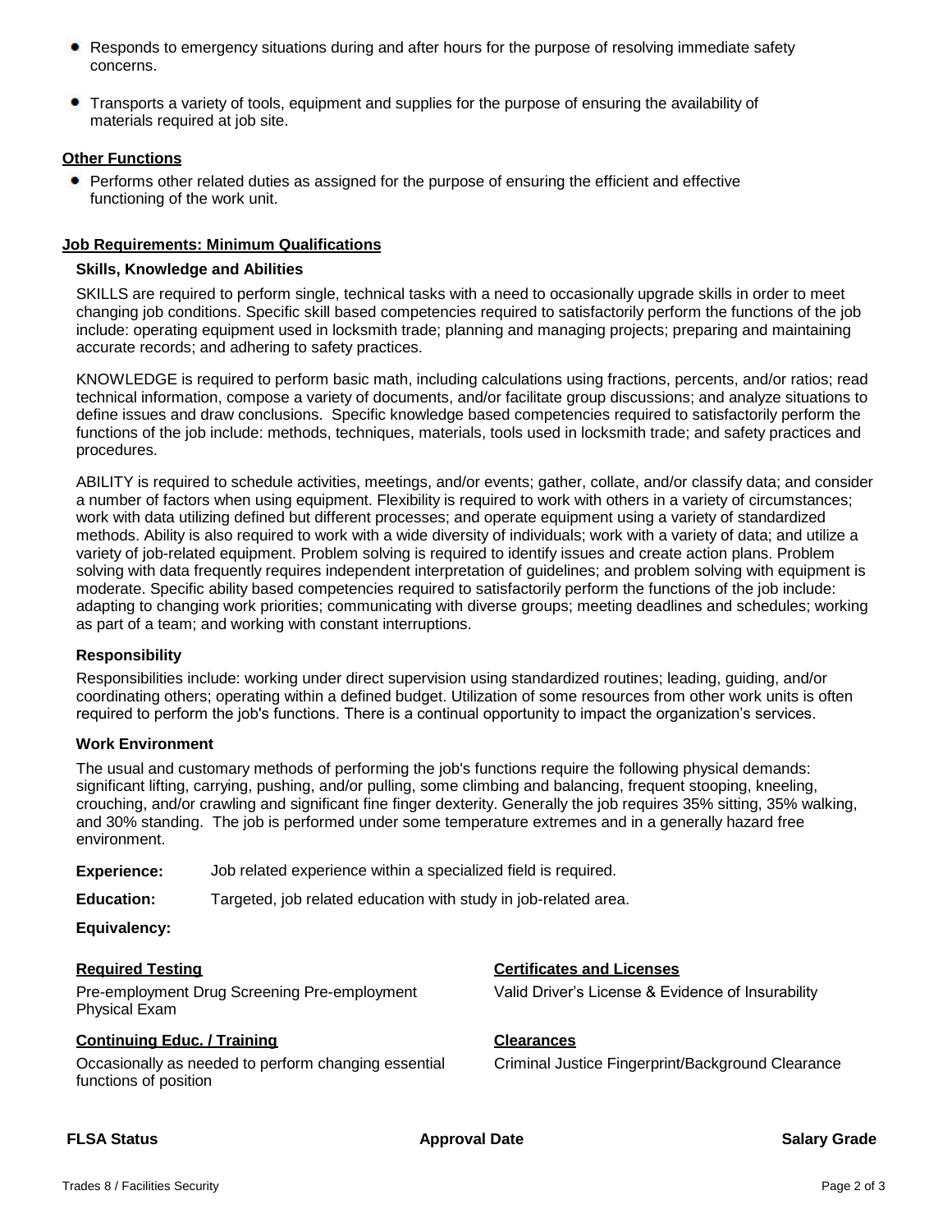- Responds to emergency situations during and after hours for the purpose of resolving immediate safety concerns.

- Transports a variety of tools, equipment and supplies for the purpose of ensuring the availability of materials required at job site.

## Other Functions

- Performs other related duties as assigned for the purpose of ensuring the efficient and effective functioning of the work unit.

## Job Requirements: Minimum Qualifications

### Skills, Knowledge and Abilities

SKILLS are required to perform single, technical tasks with a need to occasionally upgrade skills in order to meet changing job conditions. Specific skill based competencies required to satisfactorily perform the functions of the job include: operating equipment used in locksmith trade; planning and managing projects; preparing and maintaining accurate records; and adhering to safety practices.

KNOWLEDGE is required to perform basic math, including calculations using fractions, percents, and/or ratios; read technical information, compose a variety of documents, and/or facilitate group discussions; and analyze situations to define issues and draw conclusions. Specific knowledge based competencies required to satisfactorily perform the functions of the job include: methods, techniques, materials, tools used in locksmith trade; and safety practices and procedures.

ABILITY is required to schedule activities, meetings, and/or events; gather, collate, and/or classify data; and consider a number of factors when using equipment. Flexibility is required to work with others in a variety of circumstances; work with data utilizing defined but different processes; and operate equipment using a variety of standardized methods. Ability is also required to work with a wide diversity of individuals; work with a variety of data; and utilize a variety of job-related equipment. Problem solving is required to identify issues and create action plans. Problem solving with data frequently requires independent interpretation of guidelines; and problem solving with equipment is moderate. Specific ability based competencies required to satisfactorily perform the functions of the job include: adapting to changing work priorities; communicating with diverse groups; meeting deadlines and schedules; working as part of a team; and working with constant interruptions.

### Responsibility

Responsibilities include: working under direct supervision using standardized routines; leading, guiding, and/or coordinating others; operating within a defined budget. Utilization of some resources from other work units is often required to perform the job's functions. There is a continual opportunity to impact the organization's services.

### Work Environment

The usual and customary methods of performing the job's functions require the following physical demands: significant lifting, carrying, pushing, and/or pulling, some climbing and balancing, frequent stooping, kneeling, crouching, and/or crawling and significant fine finger dexterity. Generally the job requires 35% sitting, 35% walking, and 30% standing. The job is performed under some temperature extremes and in a generally hazard free environment.

**Experience:** Job related experience within a specialized field is required.

**Education:** Targeted, job related education with study in job-related area.

**Equivalency:**

**Required Testing**

Pre-employment Drug Screening Pre-employment Physical Exam

**Certificates and Licenses**

Valid Driver's License & Evidence of Insurability

**Continuing Educ. / Training**

Occasionally as needed to perform changing essential functions of position

**Clearances**

Criminal Justice Fingerprint/Background Clearance

**FLSA Status** **Approval Date** **Salary Grade**